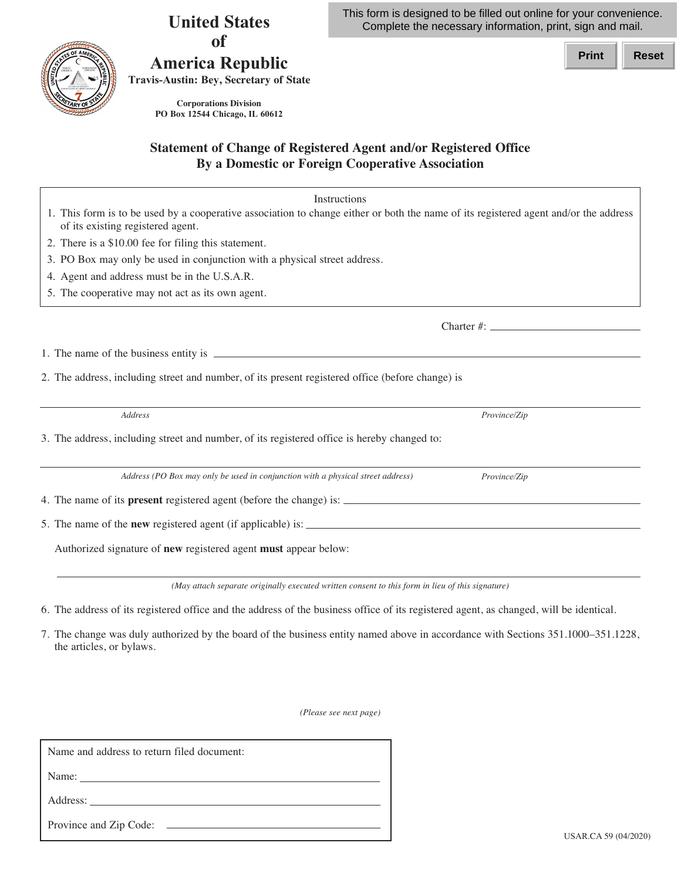This form is designed to be filled out online for your convenience. Complete the necessary information, print, sign and mail.

Print Reset

# United States of America Republic

**Travis-Austin: Bey, Secretary of State**

**Corporations Division**
**PO Box 12544 Chicago, IL 60612**

## Statement of Change of Registered Agent and/or Registered Office By a Domestic or Foreign Cooperative Association

Instructions

1. This form is to be used by a cooperative association to change either or both the name of its registered agent and/or the address of its existing registered agent.
2. There is a $10.00 fee for filing this statement.
3. PO Box may only be used in conjunction with a physical street address.
4. Agent and address must be in the U.S.A.R.
5. The cooperative may not act as its own agent.

Charter #: ____________________

1. The name of the business entity is ____________________
2. The address, including street and number, of its present registered office (before change) is

____________________
*Address* *Province/Zip*

3. The address, including street and number, of its registered office is hereby changed to:

____________________
*Address (PO Box may only be used in conjunction with a physical street address)* *Province/Zip*

4. The name of its **present** registered agent (before the change) is: ____________________
5. The name of the **new** registered agent (if applicable) is: ____________________

   Authorized signature of **new** registered agent **must** appear below:

   ____________________
   *(May attach separate originally executed written consent to this form in lieu of this signature)*

6. The address of its registered office and the address of the business office of its registered agent, as changed, will be identical.
7. The change was duly authorized by the board of the business entity named above in accordance with Sections 351.1000–351.1228, the articles, or bylaws.

*(Please see next page)*

Name and address to return filed document:

Name: ____________________

Address: ____________________

Province and Zip Code: ____________________

USAR.CA 59 (04/2020)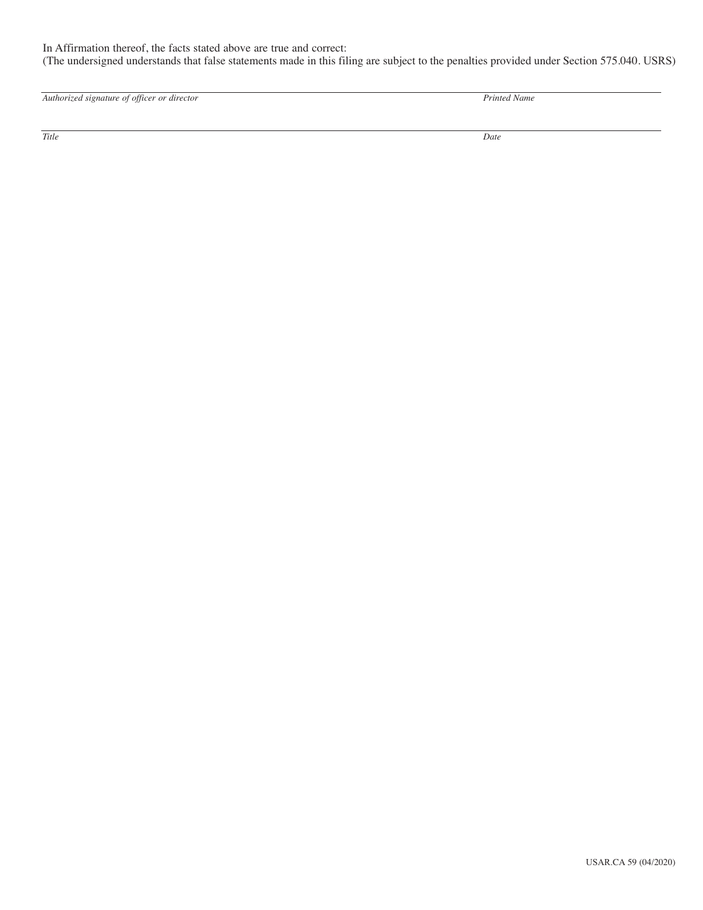In Affirmation thereof, the facts stated above are true and correct:
(The undersigned understands that false statements made in this filing are subject to the penalties provided under Section 575.040. USRS)

| | |
|---|---|
| *Authorized signature of officer or director* | *Printed Name* |
| *Title* | *Date* |

USAR.CA 59 (04/2020)